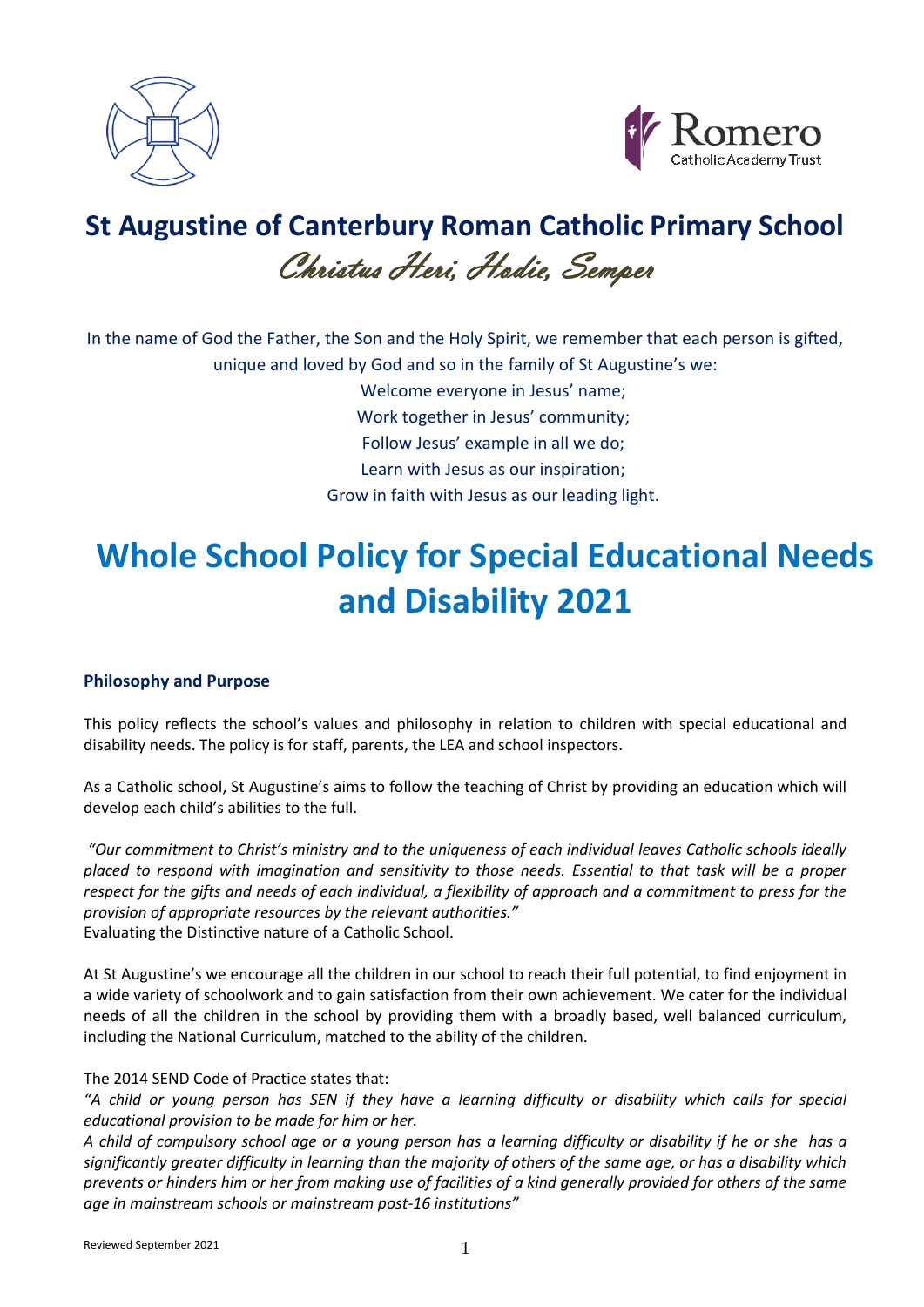**St Augustine of Canterbury Roman Catholic Primary School**

*Christus Heri, Hodie, Semper*

In the name of God the Father, the Son and the Holy Spirit, we remember that each person is gifted, unique and loved by God and so in the family of St Augustine's we:
Welcome everyone in Jesus' name;
Work together in Jesus' community;
Follow Jesus' example in all we do;
Learn with Jesus as our inspiration;
Grow in faith with Jesus as our leading light.

# Whole School Policy for Special Educational Needs and Disability 2021

### Philosophy and Purpose

This policy reflects the school's values and philosophy in relation to children with special educational and disability needs. The policy is for staff, parents, the LEA and school inspectors.

As a Catholic school, St Augustine's aims to follow the teaching of Christ by providing an education which will develop each child's abilities to the full.

*"Our commitment to Christ's ministry and to the uniqueness of each individual leaves Catholic schools ideally placed to respond with imagination and sensitivity to those needs. Essential to that task will be a proper respect for the gifts and needs of each individual, a flexibility of approach and a commitment to press for the provision of appropriate resources by the relevant authorities."*
Evaluating the Distinctive nature of a Catholic School.

At St Augustine's we encourage all the children in our school to reach their full potential, to find enjoyment in a wide variety of schoolwork and to gain satisfaction from their own achievement. We cater for the individual needs of all the children in the school by providing them with a broadly based, well balanced curriculum, including the National Curriculum, matched to the ability of the children.

The 2014 SEND Code of Practice states that:
*"A child or young person has SEN if they have a learning difficulty or disability which calls for special educational provision to be made for him or her.*
*A child of compulsory school age or a young person has a learning difficulty or disability if he or she has a significantly greater difficulty in learning than the majority of others of the same age, or has a disability which prevents or hinders him or her from making use of facilities of a kind generally provided for others of the same age in mainstream schools or mainstream post-16 institutions"*

Reviewed September 2021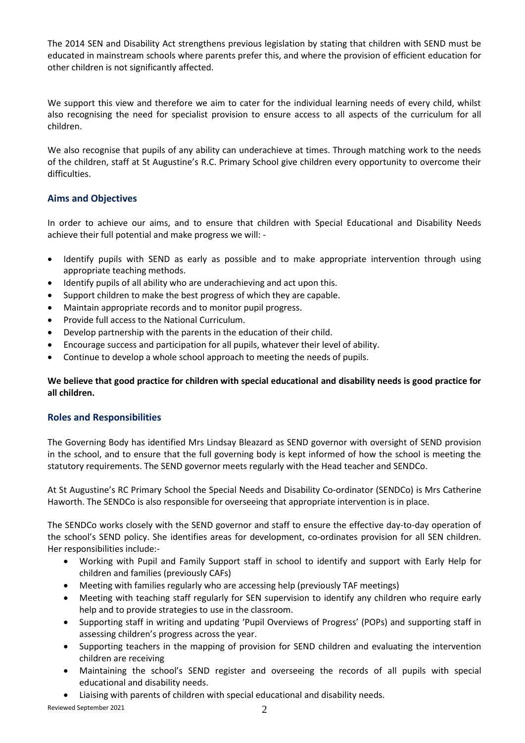The 2014 SEN and Disability Act strengthens previous legislation by stating that children with SEND must be educated in mainstream schools where parents prefer this, and where the provision of efficient education for other children is not significantly affected.

We support this view and therefore we aim to cater for the individual learning needs of every child, whilst also recognising the need for specialist provision to ensure access to all aspects of the curriculum for all children.

We also recognise that pupils of any ability can underachieve at times. Through matching work to the needs of the children, staff at St Augustine's R.C. Primary School give children every opportunity to overcome their difficulties.

## Aims and Objectives

In order to achieve our aims, and to ensure that children with Special Educational and Disability Needs achieve their full potential and make progress we will: -

- Identify pupils with SEND as early as possible and to make appropriate intervention through using appropriate teaching methods.
- Identify pupils of all ability who are underachieving and act upon this.
- Support children to make the best progress of which they are capable.
- Maintain appropriate records and to monitor pupil progress.
- Provide full access to the National Curriculum.
- Develop partnership with the parents in the education of their child.
- Encourage success and participation for all pupils, whatever their level of ability.
- Continue to develop a whole school approach to meeting the needs of pupils.

**We believe that good practice for children with special educational and disability needs is good practice for all children.**

## Roles and Responsibilities

The Governing Body has identified Mrs Lindsay Bleazard as SEND governor with oversight of SEND provision in the school, and to ensure that the full governing body is kept informed of how the school is meeting the statutory requirements. The SEND governor meets regularly with the Head teacher and SENDCo.

At St Augustine's RC Primary School the Special Needs and Disability Co-ordinator (SENDCo) is Mrs Catherine Haworth. The SENDCo is also responsible for overseeing that appropriate intervention is in place.

The SENDCo works closely with the SEND governor and staff to ensure the effective day-to-day operation of the school's SEND policy. She identifies areas for development, co-ordinates provision for all SEN children. Her responsibilities include:-

- Working with Pupil and Family Support staff in school to identify and support with Early Help for children and families (previously CAFs)
- Meeting with families regularly who are accessing help (previously TAF meetings)
- Meeting with teaching staff regularly for SEN supervision to identify any children who require early help and to provide strategies to use in the classroom.
- Supporting staff in writing and updating 'Pupil Overviews of Progress' (POPs) and supporting staff in assessing children's progress across the year.
- Supporting teachers in the mapping of provision for SEND children and evaluating the intervention children are receiving
- Maintaining the school's SEND register and overseeing the records of all pupils with special educational and disability needs.
- Liaising with parents of children with special educational and disability needs.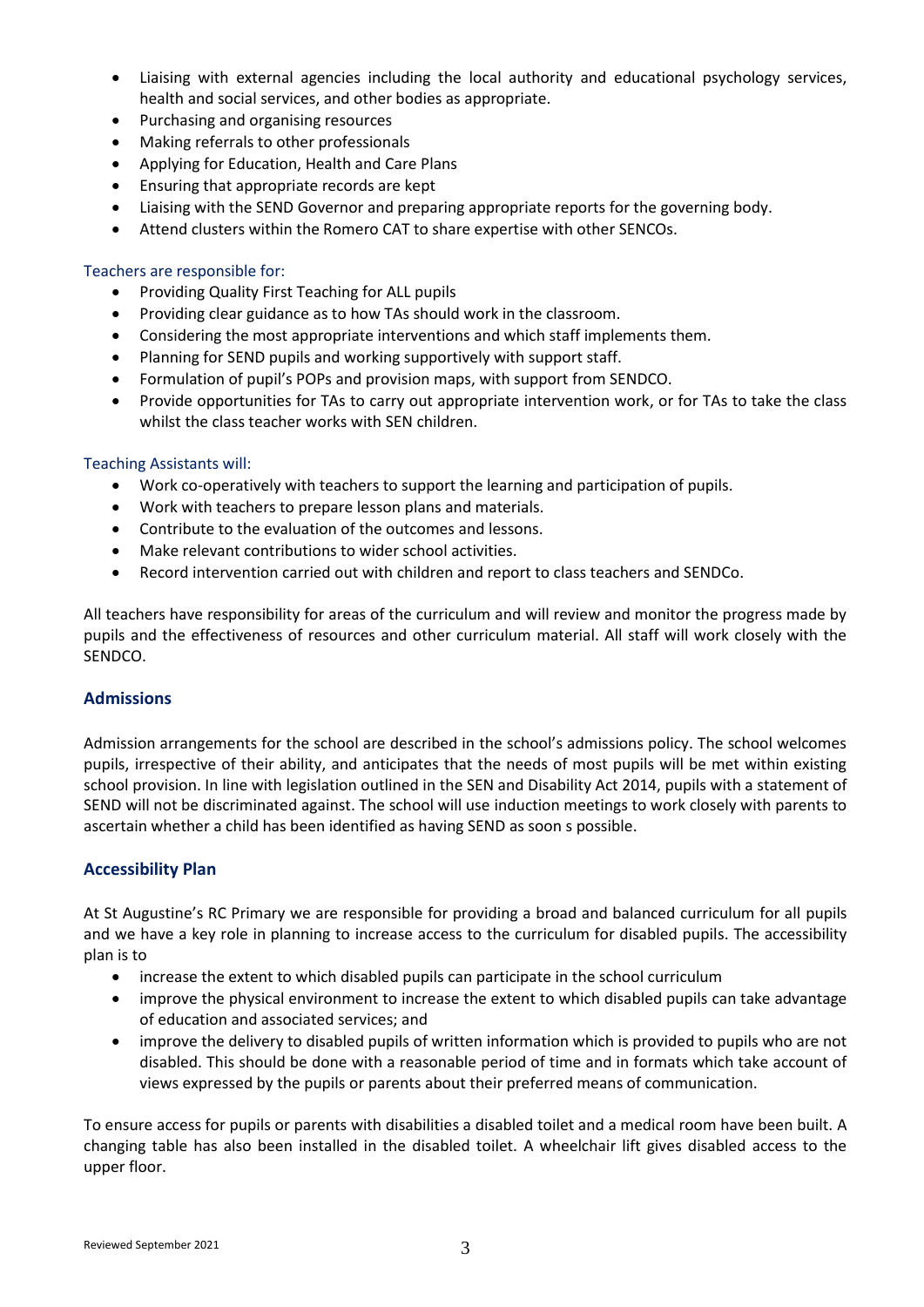- Liaising with external agencies including the local authority and educational psychology services, health and social services, and other bodies as appropriate.
- Purchasing and organising resources
- Making referrals to other professionals
- Applying for Education, Health and Care Plans
- Ensuring that appropriate records are kept
- Liaising with the SEND Governor and preparing appropriate reports for the governing body.
- Attend clusters within the Romero CAT to share expertise with other SENCOs.

Teachers are responsible for:

- Providing Quality First Teaching for ALL pupils
- Providing clear guidance as to how TAs should work in the classroom.
- Considering the most appropriate interventions and which staff implements them.
- Planning for SEND pupils and working supportively with support staff.
- Formulation of pupil's POPs and provision maps, with support from SENDCO.
- Provide opportunities for TAs to carry out appropriate intervention work, or for TAs to take the class whilst the class teacher works with SEN children.

Teaching Assistants will:

- Work co-operatively with teachers to support the learning and participation of pupils.
- Work with teachers to prepare lesson plans and materials.
- Contribute to the evaluation of the outcomes and lessons.
- Make relevant contributions to wider school activities.
- Record intervention carried out with children and report to class teachers and SENDCo.

All teachers have responsibility for areas of the curriculum and will review and monitor the progress made by pupils and the effectiveness of resources and other curriculum material. All staff will work closely with the SENDCO.

## Admissions

Admission arrangements for the school are described in the school's admissions policy. The school welcomes pupils, irrespective of their ability, and anticipates that the needs of most pupils will be met within existing school provision. In line with legislation outlined in the SEN and Disability Act 2014, pupils with a statement of SEND will not be discriminated against. The school will use induction meetings to work closely with parents to ascertain whether a child has been identified as having SEND as soon s possible.

## Accessibility Plan

At St Augustine's RC Primary we are responsible for providing a broad and balanced curriculum for all pupils and we have a key role in planning to increase access to the curriculum for disabled pupils. The accessibility plan is to

- increase the extent to which disabled pupils can participate in the school curriculum
- improve the physical environment to increase the extent to which disabled pupils can take advantage of education and associated services; and
- improve the delivery to disabled pupils of written information which is provided to pupils who are not disabled. This should be done with a reasonable period of time and in formats which take account of views expressed by the pupils or parents about their preferred means of communication.

To ensure access for pupils or parents with disabilities a disabled toilet and a medical room have been built. A changing table has also been installed in the disabled toilet. A wheelchair lift gives disabled access to the upper floor.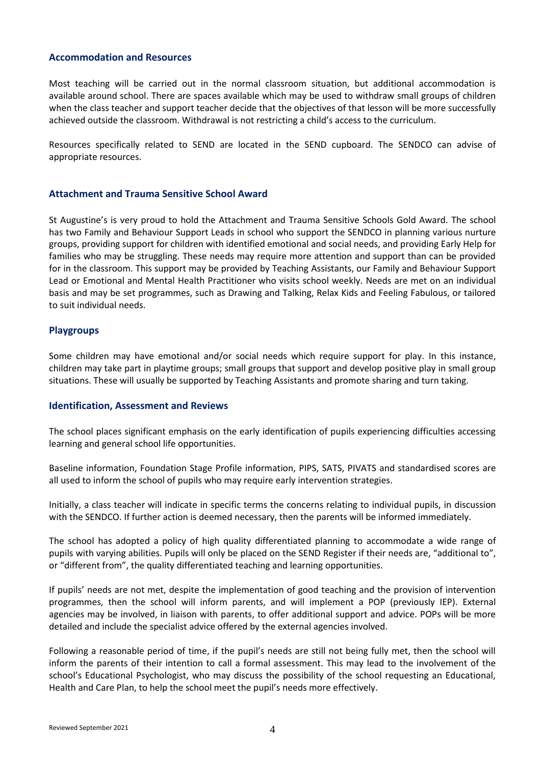## Accommodation and Resources

Most teaching will be carried out in the normal classroom situation, but additional accommodation is available around school. There are spaces available which may be used to withdraw small groups of children when the class teacher and support teacher decide that the objectives of that lesson will be more successfully achieved outside the classroom. Withdrawal is not restricting a child's access to the curriculum.

Resources specifically related to SEND are located in the SEND cupboard. The SENDCO can advise of appropriate resources.

## Attachment and Trauma Sensitive School Award

St Augustine's is very proud to hold the Attachment and Trauma Sensitive Schools Gold Award. The school has two Family and Behaviour Support Leads in school who support the SENDCO in planning various nurture groups, providing support for children with identified emotional and social needs, and providing Early Help for families who may be struggling. These needs may require more attention and support than can be provided for in the classroom. This support may be provided by Teaching Assistants, our Family and Behaviour Support Lead or Emotional and Mental Health Practitioner who visits school weekly. Needs are met on an individual basis and may be set programmes, such as Drawing and Talking, Relax Kids and Feeling Fabulous, or tailored to suit individual needs.

## Playgroups

Some children may have emotional and/or social needs which require support for play. In this instance, children may take part in playtime groups; small groups that support and develop positive play in small group situations. These will usually be supported by Teaching Assistants and promote sharing and turn taking.

## Identification, Assessment and Reviews

The school places significant emphasis on the early identification of pupils experiencing difficulties accessing learning and general school life opportunities.

Baseline information, Foundation Stage Profile information, PIPS, SATS, PIVATS and standardised scores are all used to inform the school of pupils who may require early intervention strategies.

Initially, a class teacher will indicate in specific terms the concerns relating to individual pupils, in discussion with the SENDCO. If further action is deemed necessary, then the parents will be informed immediately.

The school has adopted a policy of high quality differentiated planning to accommodate a wide range of pupils with varying abilities. Pupils will only be placed on the SEND Register if their needs are, "additional to", or "different from", the quality differentiated teaching and learning opportunities.

If pupils' needs are not met, despite the implementation of good teaching and the provision of intervention programmes, then the school will inform parents, and will implement a POP (previously IEP). External agencies may be involved, in liaison with parents, to offer additional support and advice. POPs will be more detailed and include the specialist advice offered by the external agencies involved.

Following a reasonable period of time, if the pupil's needs are still not being fully met, then the school will inform the parents of their intention to call a formal assessment. This may lead to the involvement of the school's Educational Psychologist, who may discuss the possibility of the school requesting an Educational, Health and Care Plan, to help the school meet the pupil's needs more effectively.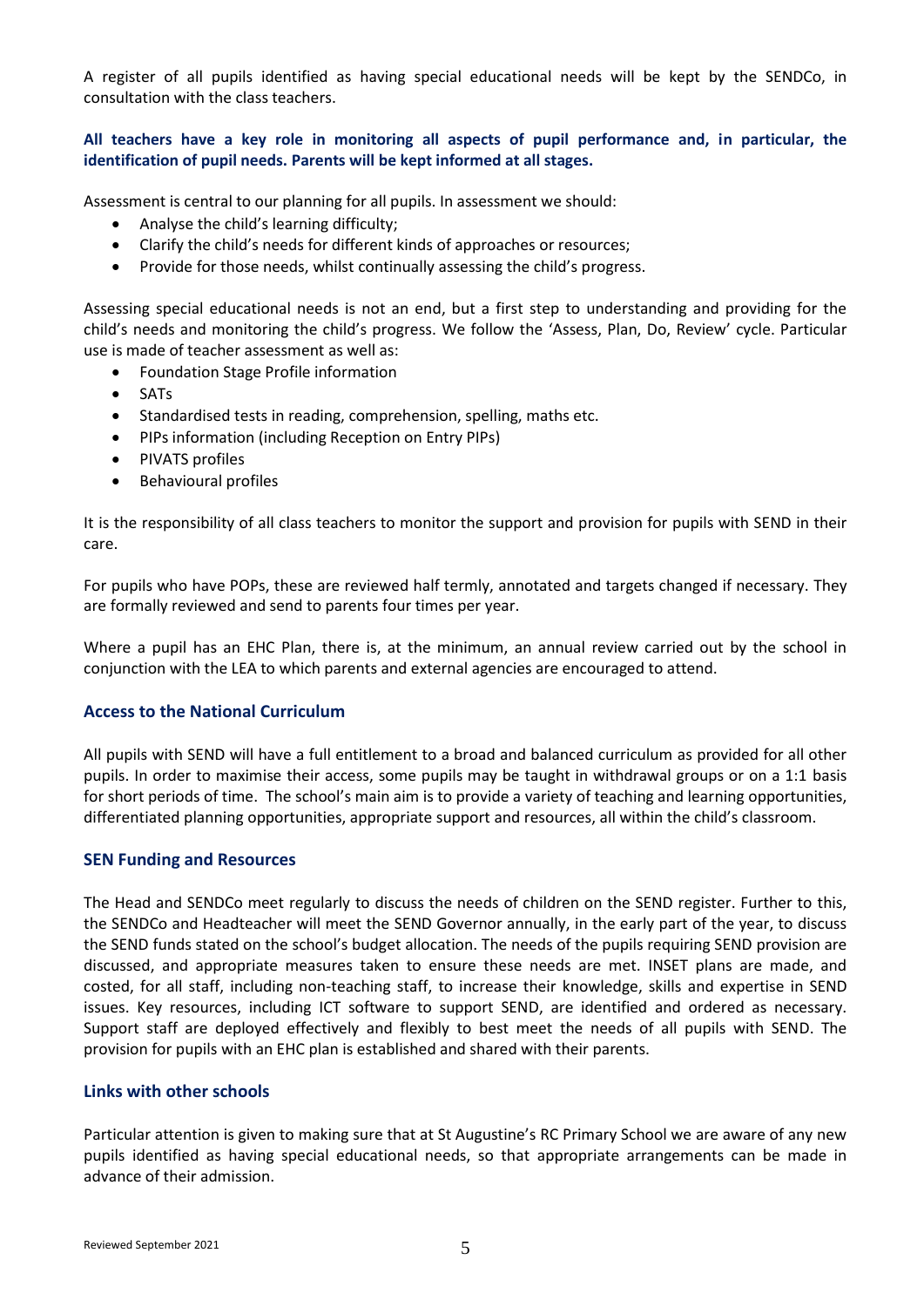A register of all pupils identified as having special educational needs will be kept by the SENDCo, in consultation with the class teachers.

**All teachers have a key role in monitoring all aspects of pupil performance and, in particular, the identification of pupil needs. Parents will be kept informed at all stages.**

Assessment is central to our planning for all pupils. In assessment we should:

- Analyse the child's learning difficulty;
- Clarify the child's needs for different kinds of approaches or resources;
- Provide for those needs, whilst continually assessing the child's progress.

Assessing special educational needs is not an end, but a first step to understanding and providing for the child's needs and monitoring the child's progress. We follow the 'Assess, Plan, Do, Review' cycle. Particular use is made of teacher assessment as well as:

- Foundation Stage Profile information
- SATs
- Standardised tests in reading, comprehension, spelling, maths etc.
- PIPs information (including Reception on Entry PIPs)
- PIVATS profiles
- Behavioural profiles

It is the responsibility of all class teachers to monitor the support and provision for pupils with SEND in their care.

For pupils who have POPs, these are reviewed half termly, annotated and targets changed if necessary. They are formally reviewed and send to parents four times per year.

Where a pupil has an EHC Plan, there is, at the minimum, an annual review carried out by the school in conjunction with the LEA to which parents and external agencies are encouraged to attend.

## Access to the National Curriculum

All pupils with SEND will have a full entitlement to a broad and balanced curriculum as provided for all other pupils. In order to maximise their access, some pupils may be taught in withdrawal groups or on a 1:1 basis for short periods of time. The school's main aim is to provide a variety of teaching and learning opportunities, differentiated planning opportunities, appropriate support and resources, all within the child's classroom.

## SEN Funding and Resources

The Head and SENDCo meet regularly to discuss the needs of children on the SEND register. Further to this, the SENDCo and Headteacher will meet the SEND Governor annually, in the early part of the year, to discuss the SEND funds stated on the school's budget allocation. The needs of the pupils requiring SEND provision are discussed, and appropriate measures taken to ensure these needs are met. INSET plans are made, and costed, for all staff, including non-teaching staff, to increase their knowledge, skills and expertise in SEND issues. Key resources, including ICT software to support SEND, are identified and ordered as necessary. Support staff are deployed effectively and flexibly to best meet the needs of all pupils with SEND. The provision for pupils with an EHC plan is established and shared with their parents.

## Links with other schools

Particular attention is given to making sure that at St Augustine's RC Primary School we are aware of any new pupils identified as having special educational needs, so that appropriate arrangements can be made in advance of their admission.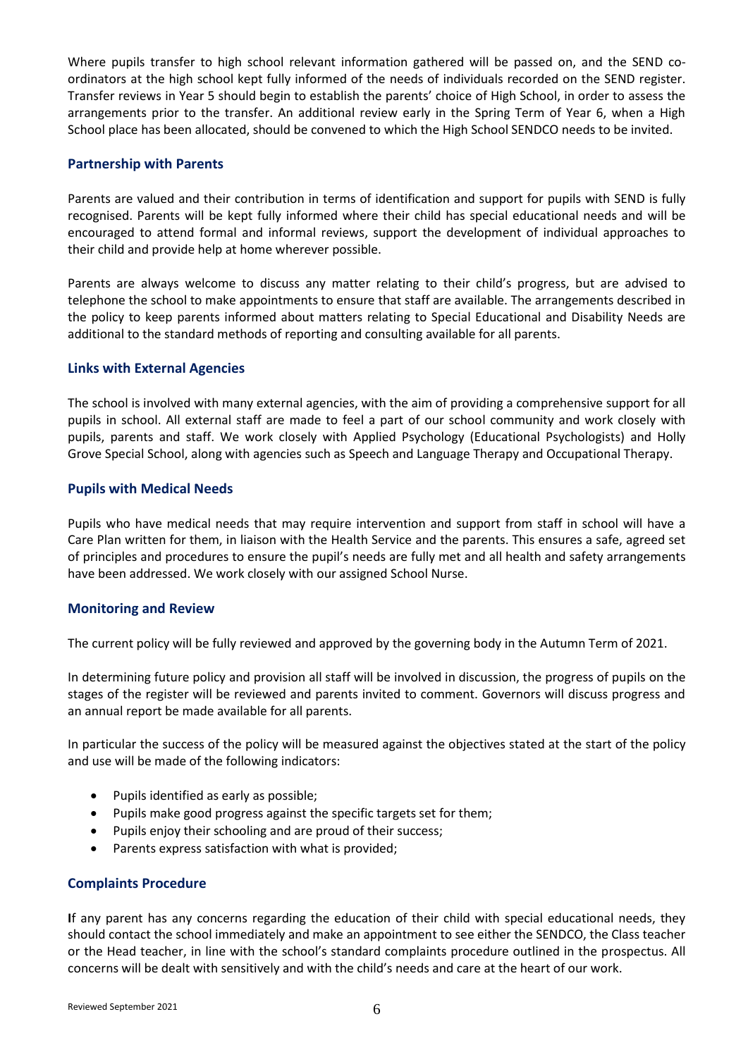Where pupils transfer to high school relevant information gathered will be passed on, and the SEND co-ordinators at the high school kept fully informed of the needs of individuals recorded on the SEND register. Transfer reviews in Year 5 should begin to establish the parents' choice of High School, in order to assess the arrangements prior to the transfer. An additional review early in the Spring Term of Year 6, when a High School place has been allocated, should be convened to which the High School SENDCO needs to be invited.

## Partnership with Parents

Parents are valued and their contribution in terms of identification and support for pupils with SEND is fully recognised. Parents will be kept fully informed where their child has special educational needs and will be encouraged to attend formal and informal reviews, support the development of individual approaches to their child and provide help at home wherever possible.

Parents are always welcome to discuss any matter relating to their child's progress, but are advised to telephone the school to make appointments to ensure that staff are available. The arrangements described in the policy to keep parents informed about matters relating to Special Educational and Disability Needs are additional to the standard methods of reporting and consulting available for all parents.

## Links with External Agencies

The school is involved with many external agencies, with the aim of providing a comprehensive support for all pupils in school. All external staff are made to feel a part of our school community and work closely with pupils, parents and staff. We work closely with Applied Psychology (Educational Psychologists) and Holly Grove Special School, along with agencies such as Speech and Language Therapy and Occupational Therapy.

## Pupils with Medical Needs

Pupils who have medical needs that may require intervention and support from staff in school will have a Care Plan written for them, in liaison with the Health Service and the parents. This ensures a safe, agreed set of principles and procedures to ensure the pupil's needs are fully met and all health and safety arrangements have been addressed. We work closely with our assigned School Nurse.

## Monitoring and Review

The current policy will be fully reviewed and approved by the governing body in the Autumn Term of 2021.

In determining future policy and provision all staff will be involved in discussion, the progress of pupils on the stages of the register will be reviewed and parents invited to comment. Governors will discuss progress and an annual report be made available for all parents.

In particular the success of the policy will be measured against the objectives stated at the start of the policy and use will be made of the following indicators:

- Pupils identified as early as possible;
- Pupils make good progress against the specific targets set for them;
- Pupils enjoy their schooling and are proud of their success;
- Parents express satisfaction with what is provided;

## Complaints Procedure

If any parent has any concerns regarding the education of their child with special educational needs, they should contact the school immediately and make an appointment to see either the SENDCO, the Class teacher or the Head teacher, in line with the school's standard complaints procedure outlined in the prospectus. All concerns will be dealt with sensitively and with the child's needs and care at the heart of our work.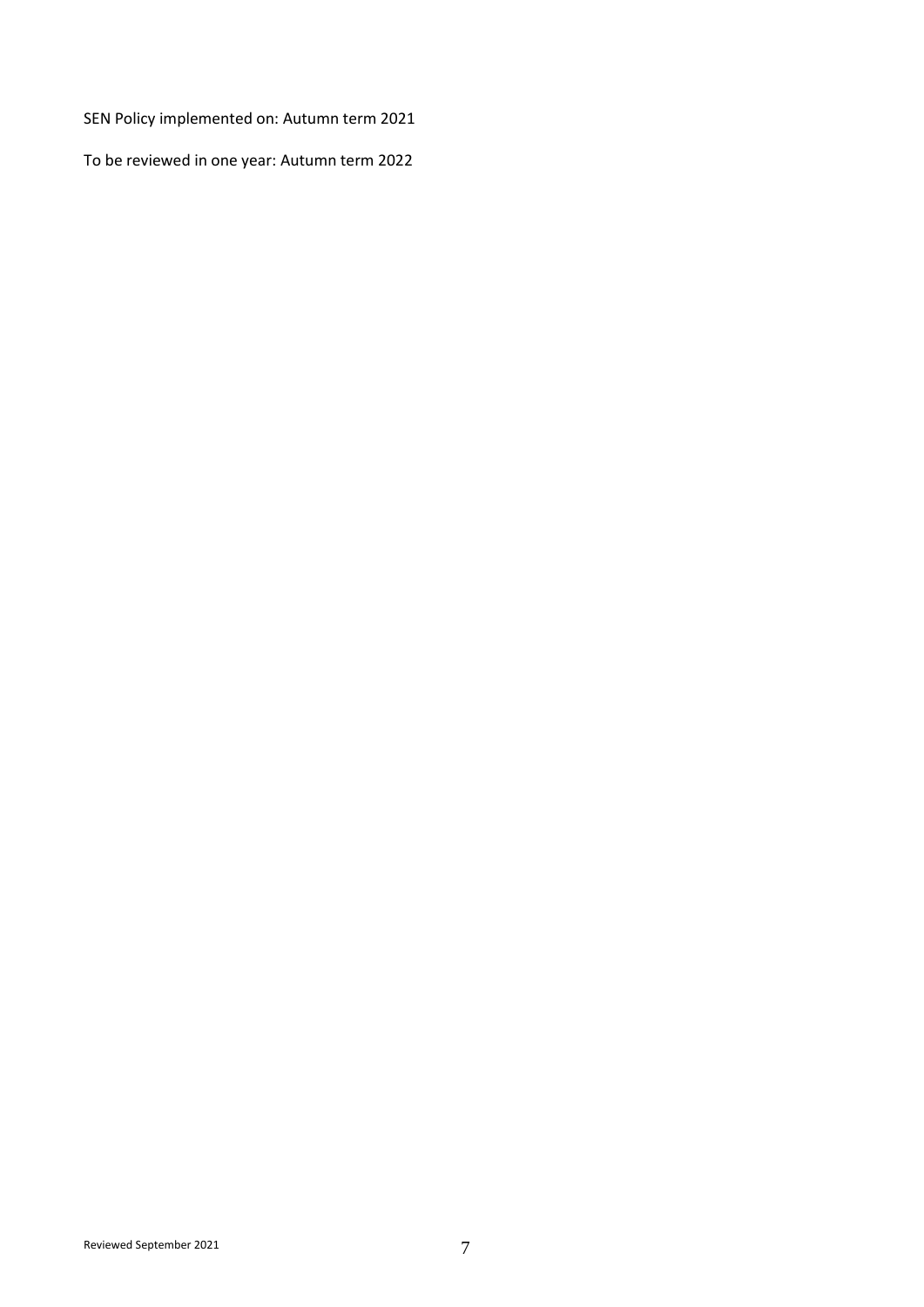SEN Policy implemented on: Autumn term 2021

To be reviewed in one year: Autumn term 2022